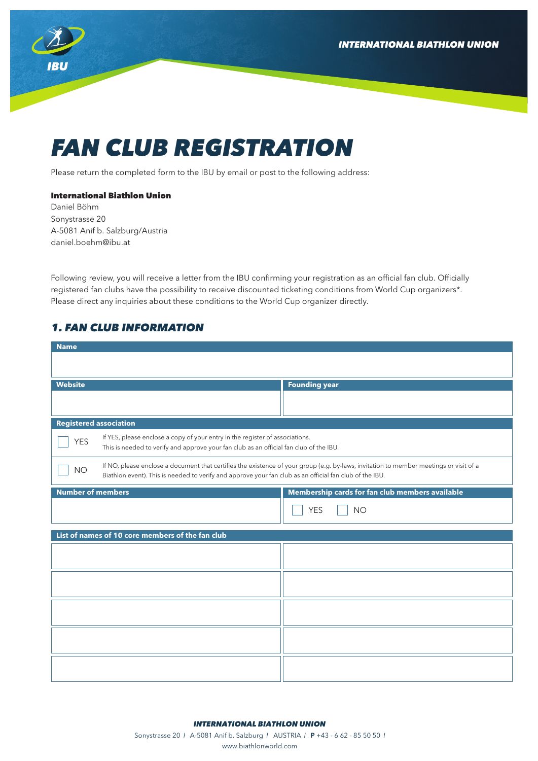# FAN CLUB REGISTRATION

Please return the completed form to the IBU by email or post to the following address:

**International Biathlon Union**
Daniel Böhm
Sonystrasse 20
A-5081 Anif b. Salzburg/Austria
daniel.boehm@ibu.at

Following review, you will receive a letter from the IBU confirming your registration as an official fan club. Officially registered fan clubs have the possibility to receive discounted ticketing conditions from World Cup organizers*. Please direct any inquiries about these conditions to the World Cup organizer directly.

## 1. FAN CLUB INFORMATION

| **Name** | |
|---|---|
| | |

| **Website** | **Founding year** |
|---|---|
| | |

| **Registered association** | |
|---|---|
| ☐ YES | If YES, please enclose a copy of your entry in the register of associations. This is needed to verify and approve your fan club as an official fan club of the IBU. |
| ☐ NO | If NO, please enclose a document that certifies the existence of your group (e.g. by-laws, invitation to member meetings or visit of a Biathlon event). This is needed to verify and approve your fan club as an official fan club of the IBU. |

| **Number of members** | **Membership cards for fan club members available** |
|---|---|
| | ☐ YES ☐ NO |

| **List of names of 10 core members of the fan club** | |
|---|---|
| | |
| | |
| | |
| | |
| | |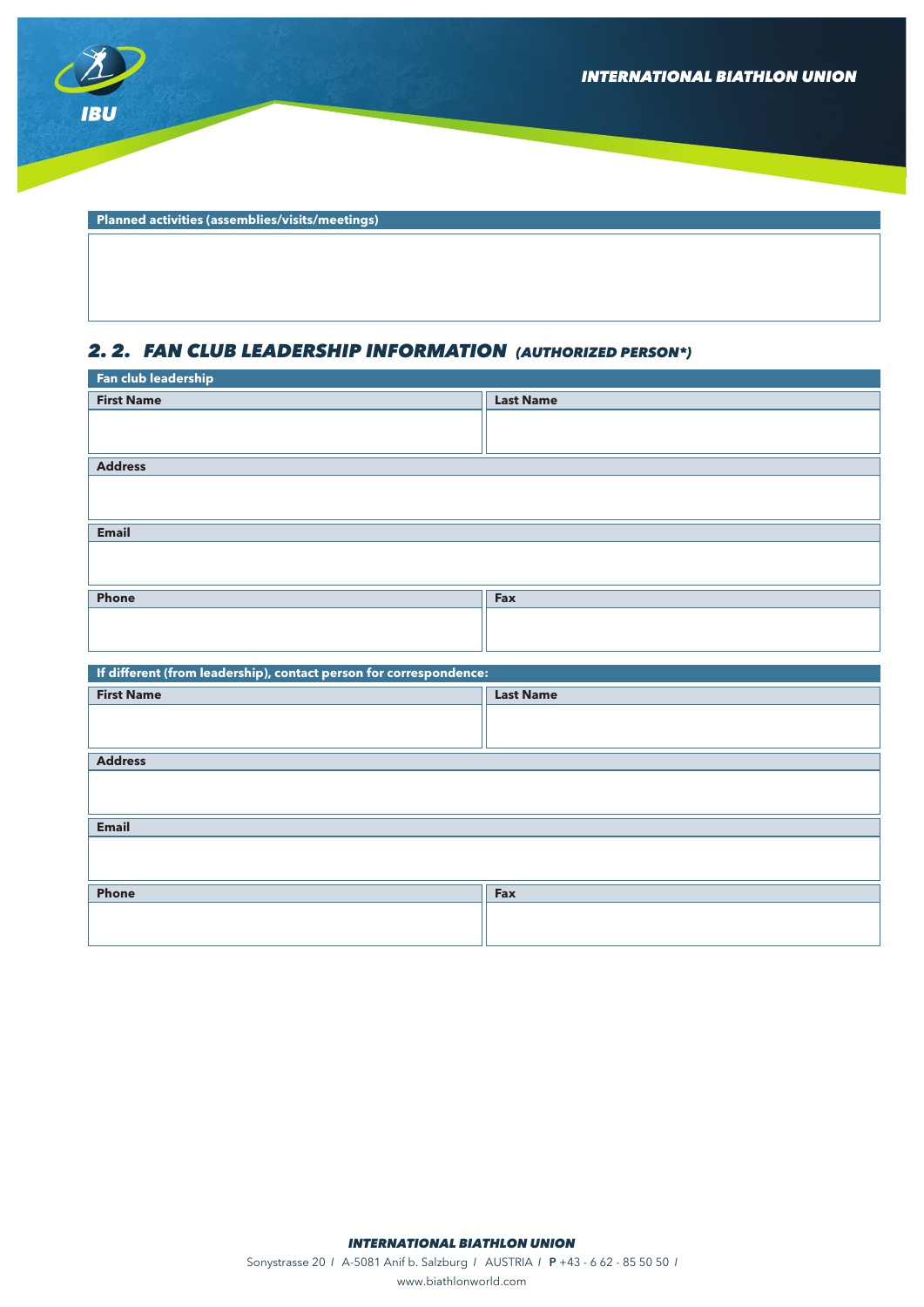| Planned activities (assemblies/visits/meetings) |
| --- |
| |

## 2. 2. FAN CLUB LEADERSHIP INFORMATION *(AUTHORIZED PERSON*)*

**Fan club leadership**

| First Name | Last Name |
| --- | --- |
| | |

| Address |
| --- |
| |

| Email |
| --- |
| |

| Phone | Fax |
| --- | --- |
| | |

**If different (from leadership), contact person for correspondence:**

| First Name | Last Name |
| --- | --- |
| | |

| Address |
| --- |
| |

| Email |
| --- |
| |

| Phone | Fax |
| --- | --- |
| | |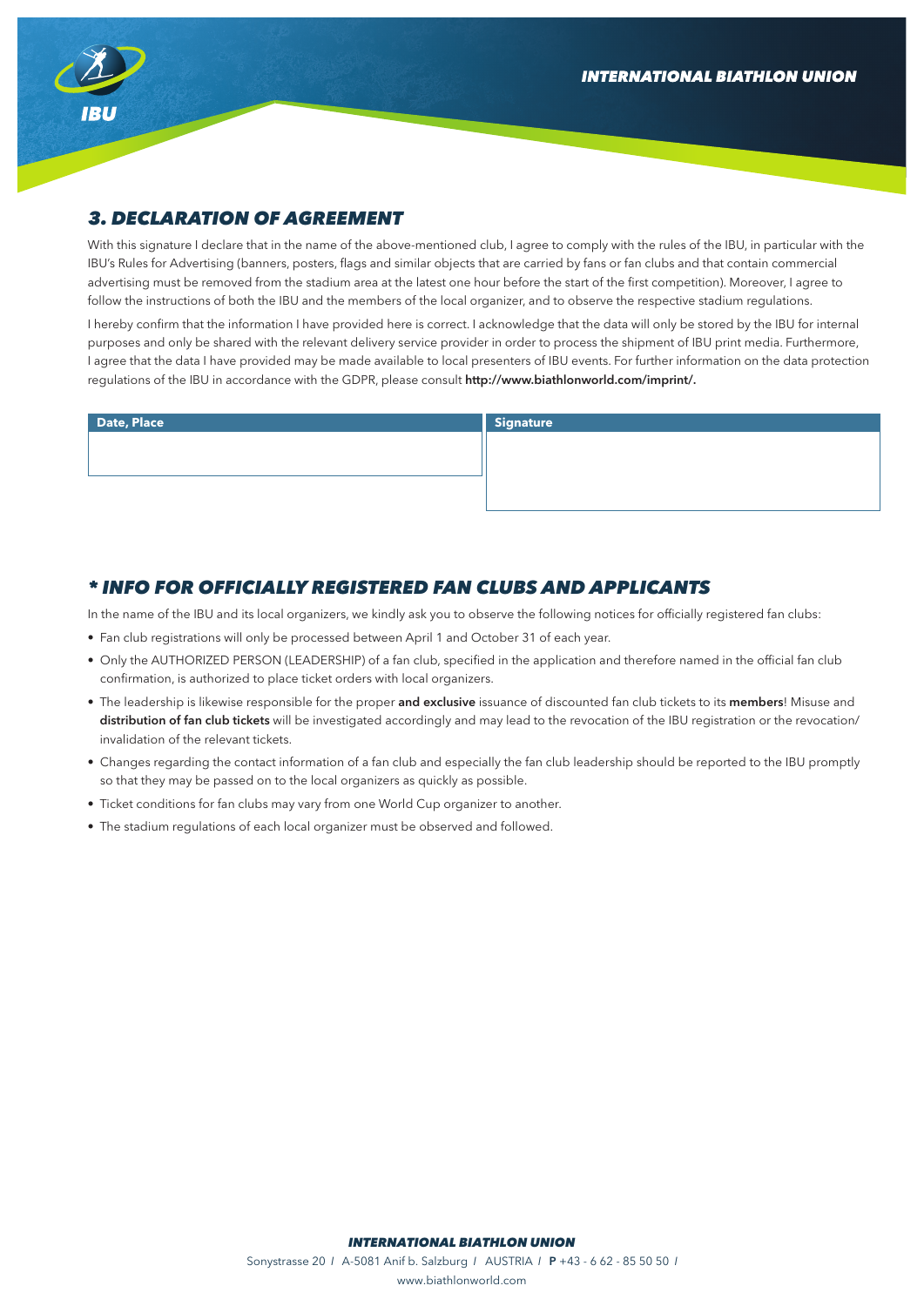## 3. DECLARATION OF AGREEMENT

With this signature I declare that in the name of the above-mentioned club, I agree to comply with the rules of the IBU, in particular with the IBU's Rules for Advertising (banners, posters, flags and similar objects that are carried by fans or fan clubs and that contain commercial advertising must be removed from the stadium area at the latest one hour before the start of the first competition). Moreover, I agree to follow the instructions of both the IBU and the members of the local organizer, and to observe the respective stadium regulations.

I hereby confirm that the information I have provided here is correct. I acknowledge that the data will only be stored by the IBU for internal purposes and only be shared with the relevant delivery service provider in order to process the shipment of IBU print media. Furthermore, I agree that the data I have provided may be made available to local presenters of IBU events. For further information on the data protection regulations of the IBU in accordance with the GDPR, please consult **http://www.biathlonworld.com/imprint/.**

| Date, Place | Signature |
| --- | --- |
| | |

## * INFO FOR OFFICIALLY REGISTERED FAN CLUBS AND APPLICANTS

In the name of the IBU and its local organizers, we kindly ask you to observe the following notices for officially registered fan clubs:

- Fan club registrations will only be processed between April 1 and October 31 of each year.
- Only the AUTHORIZED PERSON (LEADERSHIP) of a fan club, specified in the application and therefore named in the official fan club confirmation, is authorized to place ticket orders with local organizers.
- The leadership is likewise responsible for the proper **and exclusive** issuance of discounted fan club tickets to its **members**! Misuse and **distribution of fan club tickets** will be investigated accordingly and may lead to the revocation of the IBU registration or the revocation/invalidation of the relevant tickets.
- Changes regarding the contact information of a fan club and especially the fan club leadership should be reported to the IBU promptly so that they may be passed on to the local organizers as quickly as possible.
- Ticket conditions for fan clubs may vary from one World Cup organizer to another.
- The stadium regulations of each local organizer must be observed and followed.